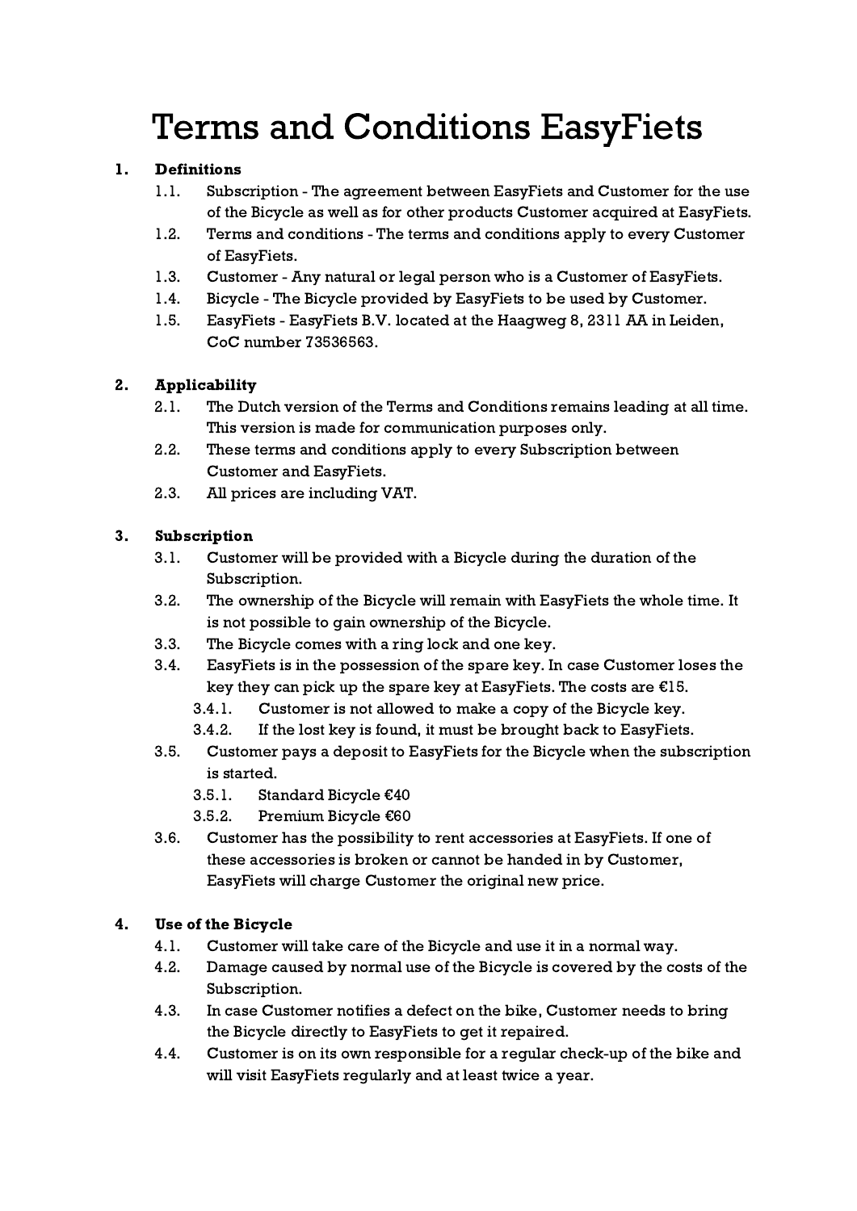# Terms and Conditions EasyFiets

## 1. Definitions

1.1. Subscription - The agreement between EasyFiets and Customer for the use of the Bicycle as well as for other products Customer acquired at EasyFiets.

1.2. Terms and conditions - The terms and conditions apply to every Customer of EasyFiets.

1.3. Customer - Any natural or legal person who is a Customer of EasyFiets.

1.4. Bicycle - The Bicycle provided by EasyFiets to be used by Customer.

1.5. EasyFiets - EasyFiets B.V. located at the Haagweg 8, 2311 AA in Leiden, CoC number 73536563.

## 2. Applicability

2.1. The Dutch version of the Terms and Conditions remains leading at all time. This version is made for communication purposes only.

2.2. These terms and conditions apply to every Subscription between Customer and EasyFiets.

2.3. All prices are including VAT.

## 3. Subscription

3.1. Customer will be provided with a Bicycle during the duration of the Subscription.

3.2. The ownership of the Bicycle will remain with EasyFiets the whole time. It is not possible to gain ownership of the Bicycle.

3.3. The Bicycle comes with a ring lock and one key.

3.4. EasyFiets is in the possession of the spare key. In case Customer loses the key they can pick up the spare key at EasyFiets. The costs are €15.

- 3.4.1. Customer is not allowed to make a copy of the Bicycle key.
- 3.4.2. If the lost key is found, it must be brought back to EasyFiets.

3.5. Customer pays a deposit to EasyFiets for the Bicycle when the subscription is started.

- 3.5.1. Standard Bicycle €40
- 3.5.2. Premium Bicycle €60

3.6. Customer has the possibility to rent accessories at EasyFiets. If one of these accessories is broken or cannot be handed in by Customer, EasyFiets will charge Customer the original new price.

## 4. Use of the Bicycle

4.1. Customer will take care of the Bicycle and use it in a normal way.

4.2. Damage caused by normal use of the Bicycle is covered by the costs of the Subscription.

4.3. In case Customer notifies a defect on the bike, Customer needs to bring the Bicycle directly to EasyFiets to get it repaired.

4.4. Customer is on its own responsible for a regular check-up of the bike and will visit EasyFiets regularly and at least twice a year.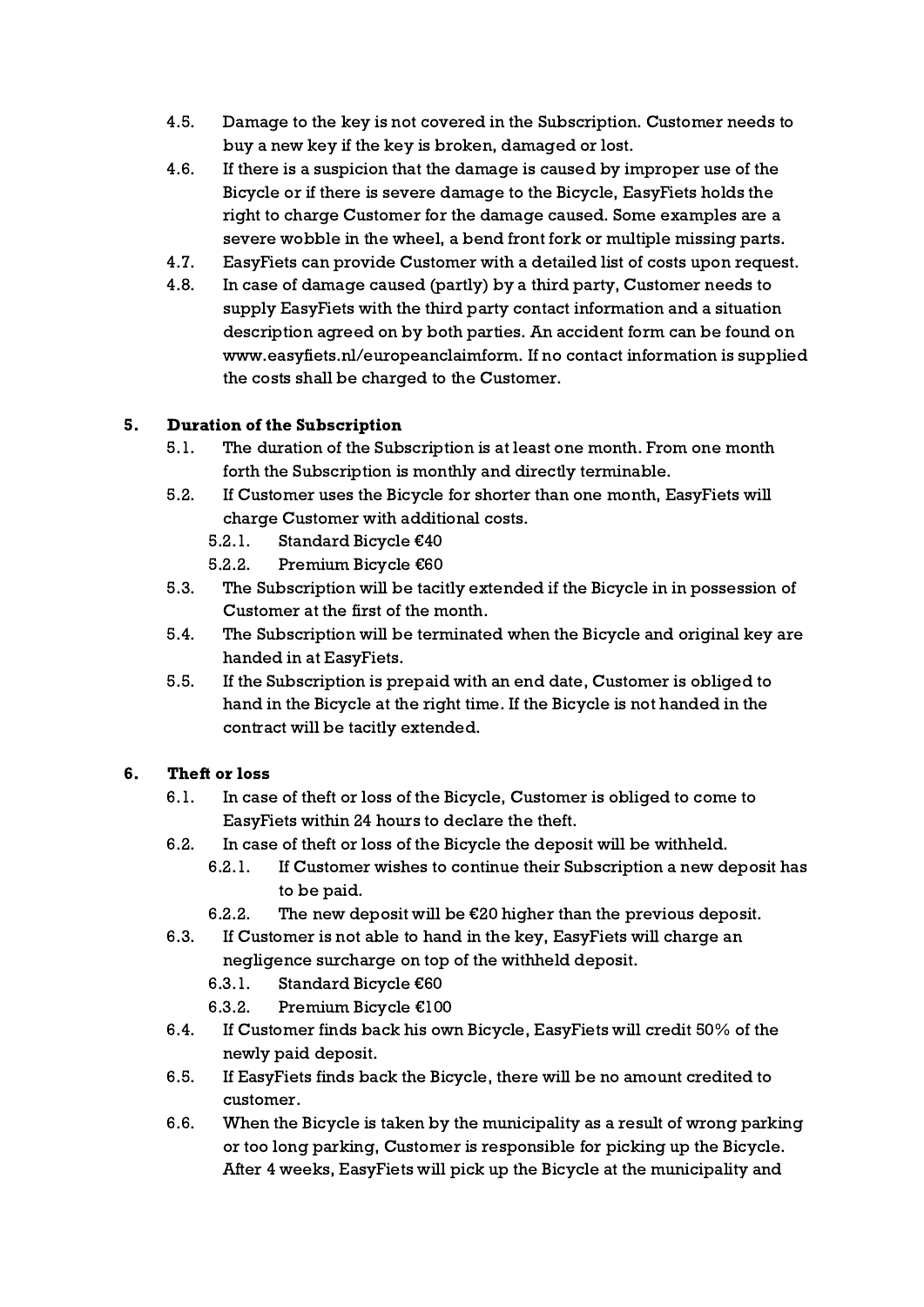4.5. Damage to the key is not covered in the Subscription. Customer needs to buy a new key if the key is broken, damaged or lost.

4.6. If there is a suspicion that the damage is caused by improper use of the Bicycle or if there is severe damage to the Bicycle, EasyFiets holds the right to charge Customer for the damage caused. Some examples are a severe wobble in the wheel, a bend front fork or multiple missing parts.

4.7. EasyFiets can provide Customer with a detailed list of costs upon request.

4.8. In case of damage caused (partly) by a third party, Customer needs to supply EasyFiets with the third party contact information and a situation description agreed on by both parties. An accident form can be found on www.easyfiets.nl/europeanclaimform. If no contact information is supplied the costs shall be charged to the Customer.

## 5. Duration of the Subscription

5.1. The duration of the Subscription is at least one month. From one month forth the Subscription is monthly and directly terminable.

5.2. If Customer uses the Bicycle for shorter than one month, EasyFiets will charge Customer with additional costs.

- 5.2.1. Standard Bicycle €40
- 5.2.2. Premium Bicycle €60

5.3. The Subscription will be tacitly extended if the Bicycle in in possession of Customer at the first of the month.

5.4. The Subscription will be terminated when the Bicycle and original key are handed in at EasyFiets.

5.5. If the Subscription is prepaid with an end date, Customer is obliged to hand in the Bicycle at the right time. If the Bicycle is not handed in the contract will be tacitly extended.

## 6. Theft or loss

6.1. In case of theft or loss of the Bicycle, Customer is obliged to come to EasyFiets within 24 hours to declare the theft.

6.2. In case of theft or loss of the Bicycle the deposit will be withheld.

- 6.2.1. If Customer wishes to continue their Subscription a new deposit has to be paid.
- 6.2.2. The new deposit will be €20 higher than the previous deposit.

6.3. If Customer is not able to hand in the key, EasyFiets will charge an negligence surcharge on top of the withheld deposit.

- 6.3.1. Standard Bicycle €60
- 6.3.2. Premium Bicycle €100

6.4. If Customer finds back his own Bicycle, EasyFiets will credit 50% of the newly paid deposit.

6.5. If EasyFiets finds back the Bicycle, there will be no amount credited to customer.

6.6. When the Bicycle is taken by the municipality as a result of wrong parking or too long parking, Customer is responsible for picking up the Bicycle. After 4 weeks, EasyFiets will pick up the Bicycle at the municipality and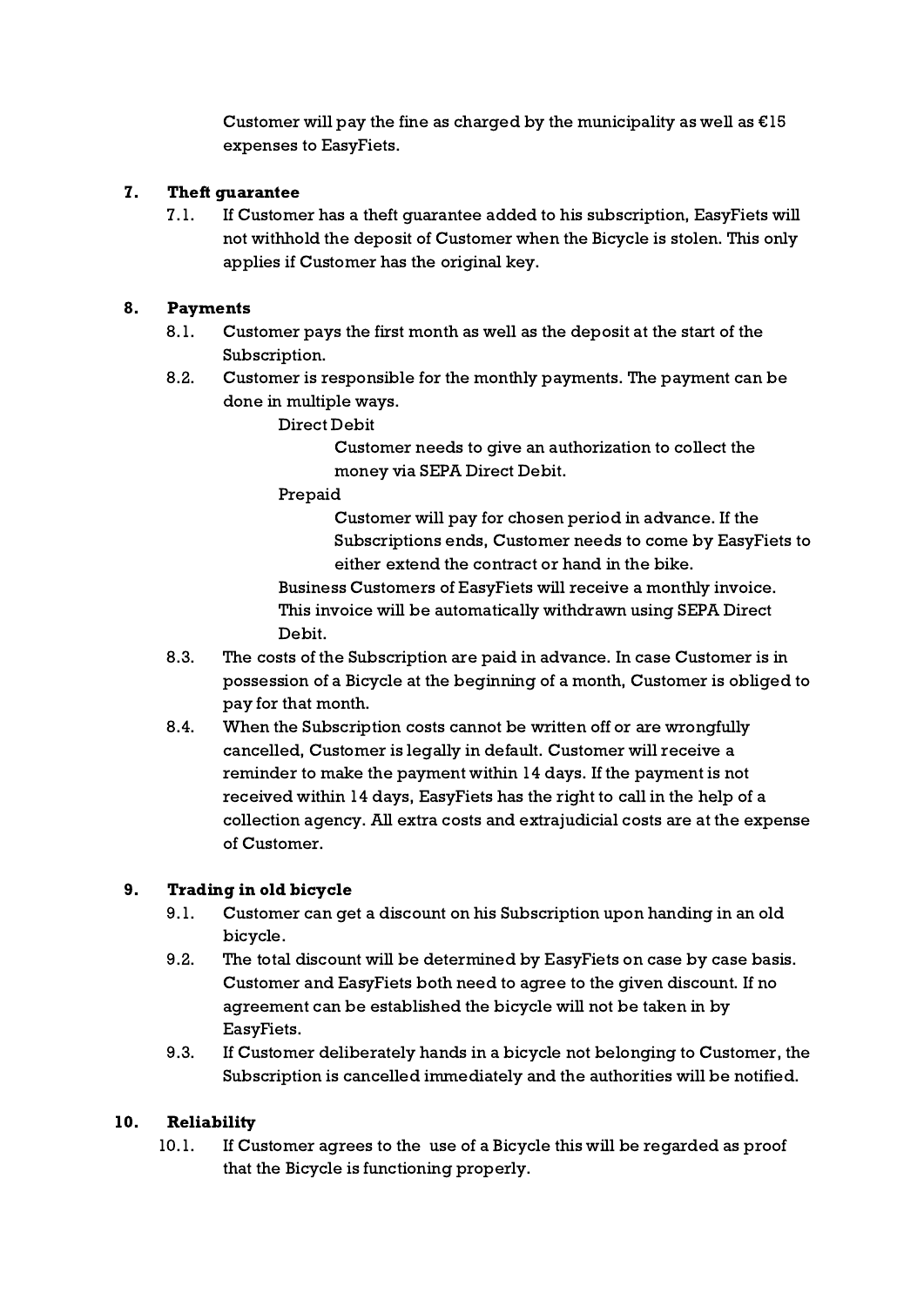Customer will pay the fine as charged by the municipality as well as €15 expenses to EasyFiets.

**7. Theft guarantee**

7.1. If Customer has a theft guarantee added to his subscription, EasyFiets will not withhold the deposit of Customer when the Bicycle is stolen. This only applies if Customer has the original key.

**8. Payments**

8.1. Customer pays the first month as well as the deposit at the start of the Subscription.

8.2. Customer is responsible for the monthly payments. The payment can be done in multiple ways.

Direct Debit

Customer needs to give an authorization to collect the money via SEPA Direct Debit.

Prepaid

Customer will pay for chosen period in advance. If the Subscriptions ends, Customer needs to come by EasyFiets to either extend the contract or hand in the bike.

Business Customers of EasyFiets will receive a monthly invoice. This invoice will be automatically withdrawn using SEPA Direct Debit.

8.3. The costs of the Subscription are paid in advance. In case Customer is in possession of a Bicycle at the beginning of a month, Customer is obliged to pay for that month.

8.4. When the Subscription costs cannot be written off or are wrongfully cancelled, Customer is legally in default. Customer will receive a reminder to make the payment within 14 days. If the payment is not received within 14 days, EasyFiets has the right to call in the help of a collection agency. All extra costs and extrajudicial costs are at the expense of Customer.

**9. Trading in old bicycle**

9.1. Customer can get a discount on his Subscription upon handing in an old bicycle.

9.2. The total discount will be determined by EasyFiets on case by case basis. Customer and EasyFiets both need to agree to the given discount. If no agreement can be established the bicycle will not be taken in by EasyFiets.

9.3. If Customer deliberately hands in a bicycle not belonging to Customer, the Subscription is cancelled immediately and the authorities will be notified.

**10. Reliability**

10.1. If Customer agrees to the use of a Bicycle this will be regarded as proof that the Bicycle is functioning properly.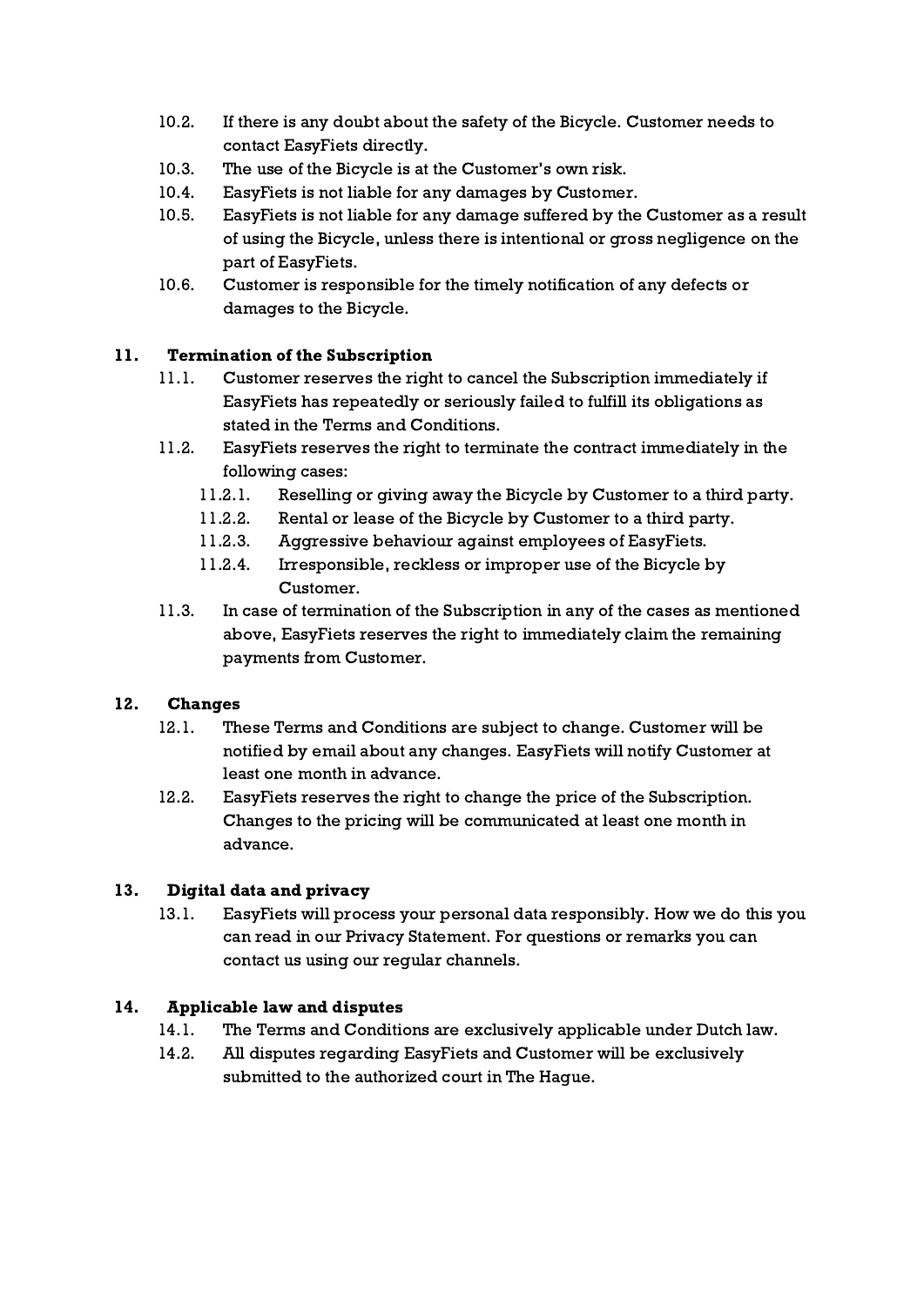10.2. If there is any doubt about the safety of the Bicycle. Customer needs to contact EasyFiets directly.

10.3. The use of the Bicycle is at the Customer's own risk.

10.4. EasyFiets is not liable for any damages by Customer.

10.5. EasyFiets is not liable for any damage suffered by the Customer as a result of using the Bicycle, unless there is intentional or gross negligence on the part of EasyFiets.

10.6. Customer is responsible for the timely notification of any defects or damages to the Bicycle.

## 11. Termination of the Subscription

11.1. Customer reserves the right to cancel the Subscription immediately if EasyFiets has repeatedly or seriously failed to fulfill its obligations as stated in the Terms and Conditions.

11.2. EasyFiets reserves the right to terminate the contract immediately in the following cases:

- 11.2.1. Reselling or giving away the Bicycle by Customer to a third party.
- 11.2.2. Rental or lease of the Bicycle by Customer to a third party.
- 11.2.3. Aggressive behaviour against employees of EasyFiets.
- 11.2.4. Irresponsible, reckless or improper use of the Bicycle by Customer.

11.3. In case of termination of the Subscription in any of the cases as mentioned above, EasyFiets reserves the right to immediately claim the remaining payments from Customer.

## 12. Changes

12.1. These Terms and Conditions are subject to change. Customer will be notified by email about any changes. EasyFiets will notify Customer at least one month in advance.

12.2. EasyFiets reserves the right to change the price of the Subscription. Changes to the pricing will be communicated at least one month in advance.

## 13. Digital data and privacy

13.1. EasyFiets will process your personal data responsibly. How we do this you can read in our Privacy Statement. For questions or remarks you can contact us using our regular channels.

## 14. Applicable law and disputes

14.1. The Terms and Conditions are exclusively applicable under Dutch law.

14.2. All disputes regarding EasyFiets and Customer will be exclusively submitted to the authorized court in The Hague.